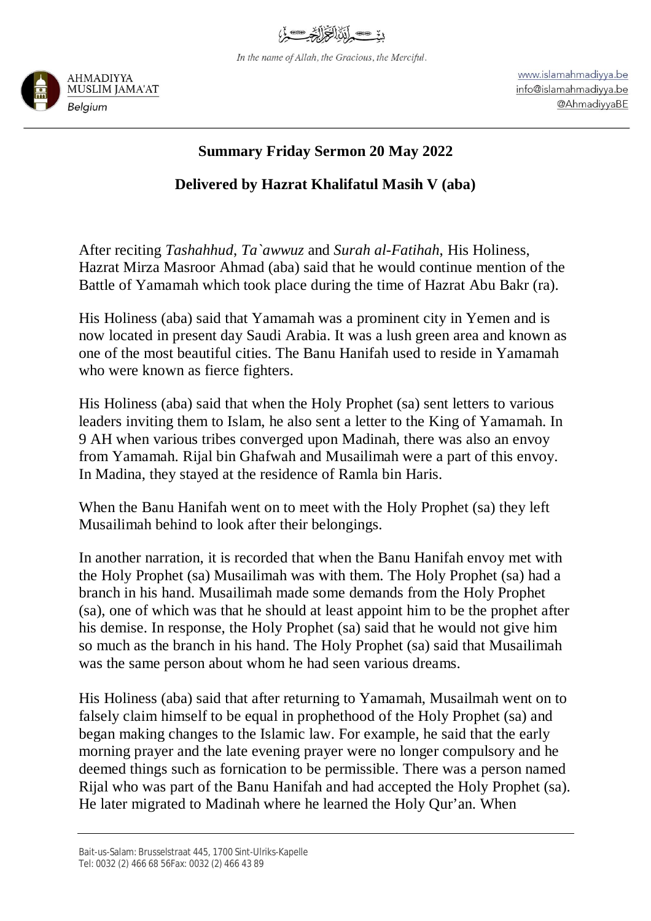بِسۡمِ اللّٰہِ الرَّحۡمٰنِ الرَّحِیۡمِ

*In the name of Allah, the Gracious, the Merciful.*

AHMADIYYA MUSLIM JAMA'AT
*Belgium*

www.islamahmadiyya.be
info@islamahmadiyya.be
@AhmadiyyaBE

## Summary Friday Sermon 20 May 2022

## Delivered by Hazrat Khalifatul Masih V (aba)

After reciting *Tashahhud*, *Ta`awwuz* and *Surah al-Fatihah*, His Holiness, Hazrat Mirza Masroor Ahmad (aba) said that he would continue mention of the Battle of Yamamah which took place during the time of Hazrat Abu Bakr (ra).

His Holiness (aba) said that Yamamah was a prominent city in Yemen and is now located in present day Saudi Arabia. It was a lush green area and known as one of the most beautiful cities. The Banu Hanifah used to reside in Yamamah who were known as fierce fighters.

His Holiness (aba) said that when the Holy Prophet (sa) sent letters to various leaders inviting them to Islam, he also sent a letter to the King of Yamamah. In 9 AH when various tribes converged upon Madinah, there was also an envoy from Yamamah. Rijal bin Ghafwah and Musailimah were a part of this envoy. In Madina, they stayed at the residence of Ramla bin Haris.

When the Banu Hanifah went on to meet with the Holy Prophet (sa) they left Musailimah behind to look after their belongings.

In another narration, it is recorded that when the Banu Hanifah envoy met with the Holy Prophet (sa) Musailimah was with them. The Holy Prophet (sa) had a branch in his hand. Musailimah made some demands from the Holy Prophet (sa), one of which was that he should at least appoint him to be the prophet after his demise. In response, the Holy Prophet (sa) said that he would not give him so much as the branch in his hand. The Holy Prophet (sa) said that Musailimah was the same person about whom he had seen various dreams.

His Holiness (aba) said that after returning to Yamamah, Musailmah went on to falsely claim himself to be equal in prophethood of the Holy Prophet (sa) and began making changes to the Islamic law. For example, he said that the early morning prayer and the late evening prayer were no longer compulsory and he deemed things such as fornication to be permissible. There was a person named Rijal who was part of the Banu Hanifah and had accepted the Holy Prophet (sa). He later migrated to Madinah where he learned the Holy Qur'an. When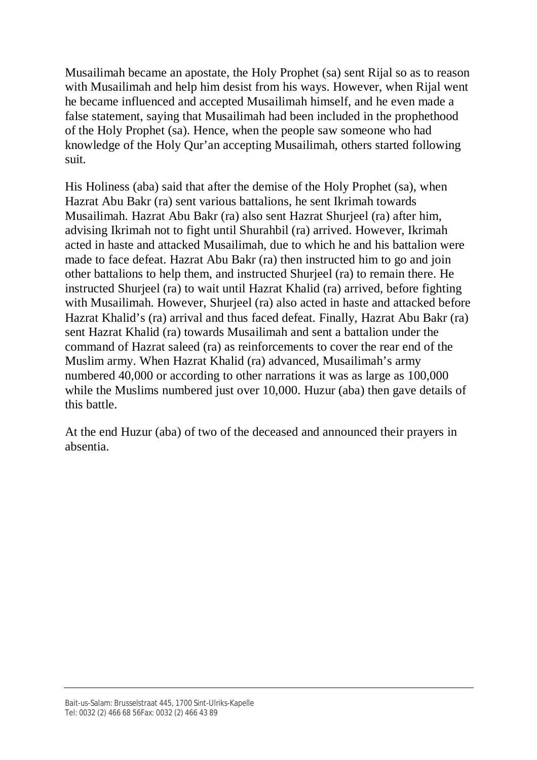Musailimah became an apostate, the Holy Prophet (sa) sent Rijal so as to reason with Musailimah and help him desist from his ways. However, when Rijal went he became influenced and accepted Musailimah himself, and he even made a false statement, saying that Musailimah had been included in the prophethood of the Holy Prophet (sa). Hence, when the people saw someone who had knowledge of the Holy Qur'an accepting Musailimah, others started following suit.

His Holiness (aba) said that after the demise of the Holy Prophet (sa), when Hazrat Abu Bakr (ra) sent various battalions, he sent Ikrimah towards Musailimah. Hazrat Abu Bakr (ra) also sent Hazrat Shurjeel (ra) after him, advising Ikrimah not to fight until Shurahbil (ra) arrived. However, Ikrimah acted in haste and attacked Musailimah, due to which he and his battalion were made to face defeat. Hazrat Abu Bakr (ra) then instructed him to go and join other battalions to help them, and instructed Shurjeel (ra) to remain there. He instructed Shurjeel (ra) to wait until Hazrat Khalid (ra) arrived, before fighting with Musailimah. However, Shurjeel (ra) also acted in haste and attacked before Hazrat Khalid's (ra) arrival and thus faced defeat. Finally, Hazrat Abu Bakr (ra) sent Hazrat Khalid (ra) towards Musailimah and sent a battalion under the command of Hazrat saleed (ra) as reinforcements to cover the rear end of the Muslim army. When Hazrat Khalid (ra) advanced, Musailimah's army numbered 40,000 or according to other narrations it was as large as 100,000 while the Muslims numbered just over 10,000. Huzur (aba) then gave details of this battle.

At the end Huzur (aba) of two of the deceased and announced their prayers in absentia.